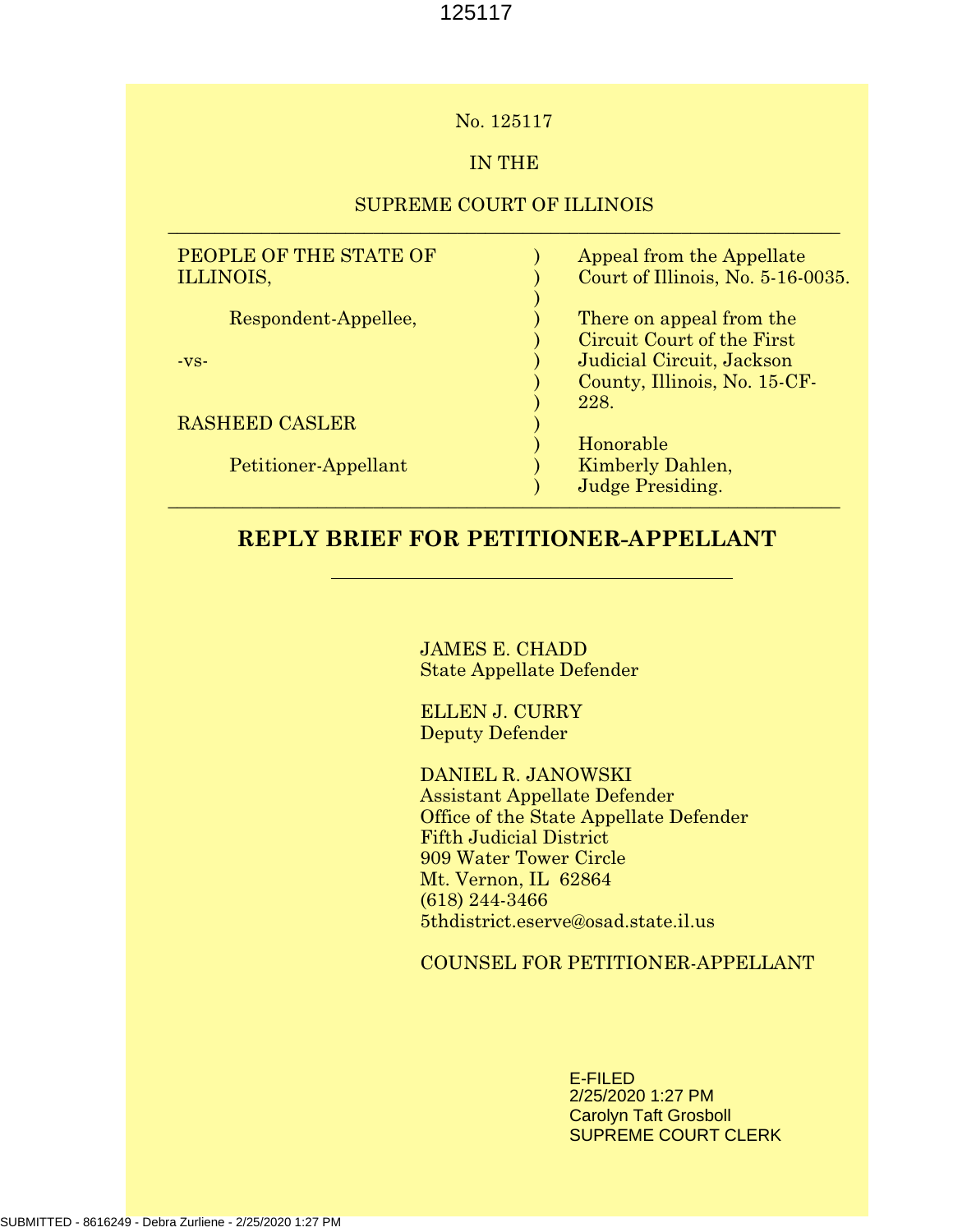No. 125117

IN THE

SUPREME COURT OF ILLINOIS

| | | |
|---|---|---|
| PEOPLE OF THE STATE OF ILLINOIS, | ) | Appeal from the Appellate Court of Illinois, No. 5-16-0035. |
| Respondent-Appellee, | ) | There on appeal from the Circuit Court of the First Judicial Circuit, Jackson County, Illinois, No. 15-CF-228. |
| -vs- | ) | |
| RASHEED CASLER | ) | Honorable Kimberly Dahlen, |
| Petitioner-Appellant | ) | Judge Presiding. |

# REPLY BRIEF FOR PETITIONER-APPELLANT

JAMES E. CHADD
State Appellate Defender

ELLEN J. CURRY
Deputy Defender

DANIEL R. JANOWSKI
Assistant Appellate Defender
Office of the State Appellate Defender
Fifth Judicial District
909 Water Tower Circle
Mt. Vernon, IL 62864
(618) 244-3466
5thdistrict.eserve@osad.state.il.us

COUNSEL FOR PETITIONER-APPELLANT

E-FILED
2/25/2020 1:27 PM
Carolyn Taft Grosboll
SUPREME COURT CLERK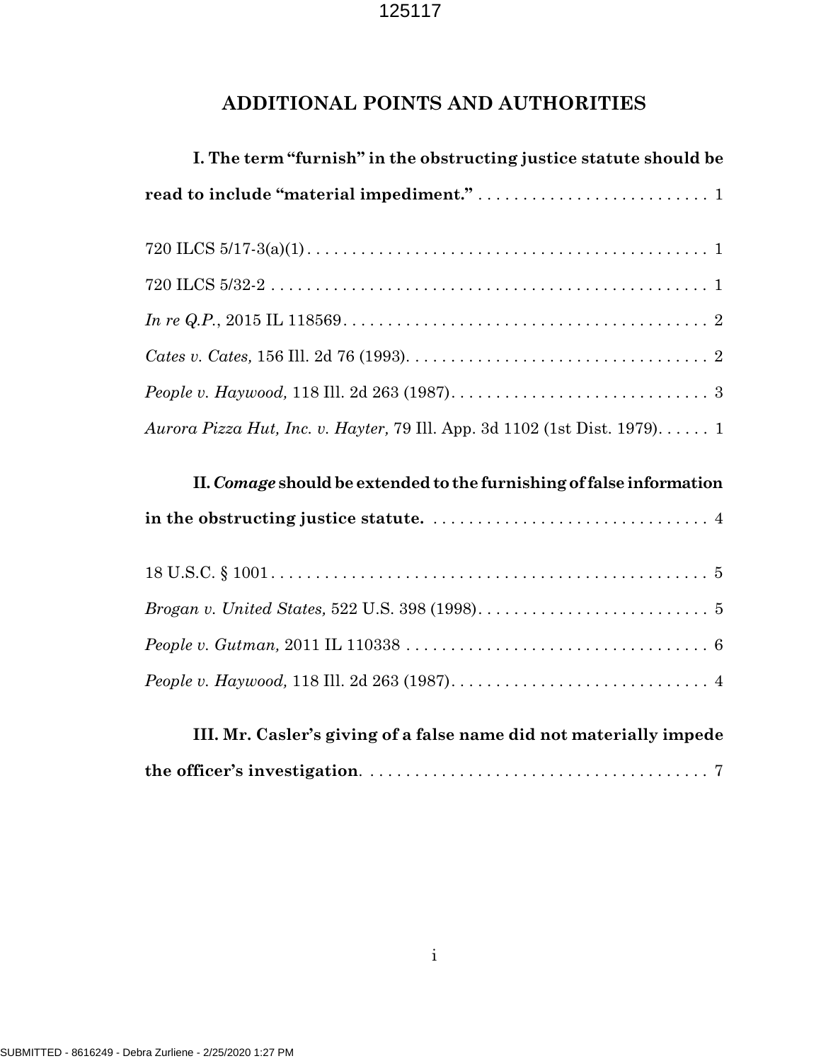## ADDITIONAL POINTS AND AUTHORITIES

**I. The term "furnish" in the obstructing justice statute should be read to include "material impediment."** . . . . . . . . . . . . . . . . . . . . . . . . . . 1

720 ILCS 5/17-3(a)(1) . . . . . . . . . . . . . . . . . . . . . . . . . . . . . . . . . . . . . . . . . . . . . 1

720 ILCS 5/32-2 . . . . . . . . . . . . . . . . . . . . . . . . . . . . . . . . . . . . . . . . . . . . . . . . . 1

*In re Q.P.*, 2015 IL 118569 . . . . . . . . . . . . . . . . . . . . . . . . . . . . . . . . . . . . . . . . . 2

*Cates v. Cates,* 156 Ill. 2d 76 (1993) . . . . . . . . . . . . . . . . . . . . . . . . . . . . . . . . . . 2

*People v. Haywood,* 118 Ill. 2d 263 (1987) . . . . . . . . . . . . . . . . . . . . . . . . . . . . . 3

*Aurora Pizza Hut, Inc. v. Hayter,* 79 Ill. App. 3d 1102 (1st Dist. 1979) . . . . . . 1

**II. *Comage* should be extended to the furnishing of false information in the obstructing justice statute.** . . . . . . . . . . . . . . . . . . . . . . . . . . . . . . . 4

18 U.S.C. § 1001 . . . . . . . . . . . . . . . . . . . . . . . . . . . . . . . . . . . . . . . . . . . . . . . . . 5

*Brogan v. United States,* 522 U.S. 398 (1998) . . . . . . . . . . . . . . . . . . . . . . . . . . 5

*People v. Gutman,* 2011 IL 110338 . . . . . . . . . . . . . . . . . . . . . . . . . . . . . . . . . . 6

*People v. Haywood,* 118 Ill. 2d 263 (1987) . . . . . . . . . . . . . . . . . . . . . . . . . . . . . 4

**III. Mr. Casler's giving of a false name did not materially impede the officer's investigation**. . . . . . . . . . . . . . . . . . . . . . . . . . . . . . . . . . . . . . 7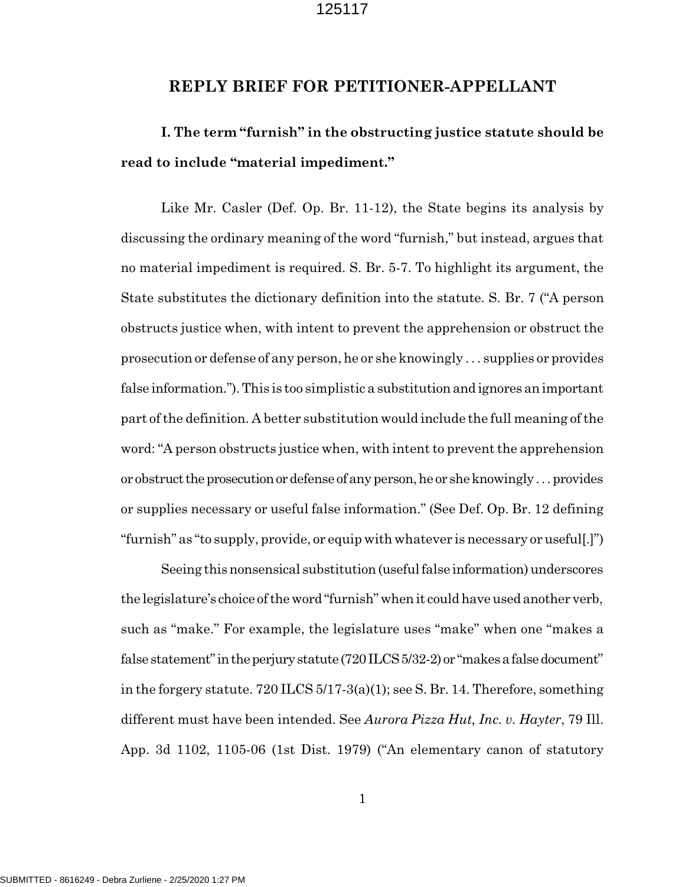## REPLY BRIEF FOR PETITIONER-APPELLANT

### I. The term "furnish" in the obstructing justice statute should be read to include "material impediment."

Like Mr. Casler (Def. Op. Br. 11-12), the State begins its analysis by discussing the ordinary meaning of the word "furnish," but instead, argues that no material impediment is required. S. Br. 5-7. To highlight its argument, the State substitutes the dictionary definition into the statute. S. Br. 7 ("A person obstructs justice when, with intent to prevent the apprehension or obstruct the prosecution or defense of any person, he or she knowingly . . . supplies or provides false information."). This is too simplistic a substitution and ignores an important part of the definition. A better substitution would include the full meaning of the word: "A person obstructs justice when, with intent to prevent the apprehension or obstruct the prosecution or defense of any person, he or she knowingly . . . provides or supplies necessary or useful false information." (See Def. Op. Br. 12 defining "furnish" as "to supply, provide, or equip with whatever is necessary or useful[.]")

Seeing this nonsensical substitution (useful false information) underscores the legislature's choice of the word "furnish" when it could have used another verb, such as "make." For example, the legislature uses "make" when one "makes a false statement" in the perjury statute (720 ILCS 5/32-2) or "makes a false document" in the forgery statute. 720 ILCS 5/17-3(a)(1); see S. Br. 14. Therefore, something different must have been intended. See *Aurora Pizza Hut, Inc. v. Hayter*, 79 Ill. App. 3d 1102, 1105-06 (1st Dist. 1979) ("An elementary canon of statutory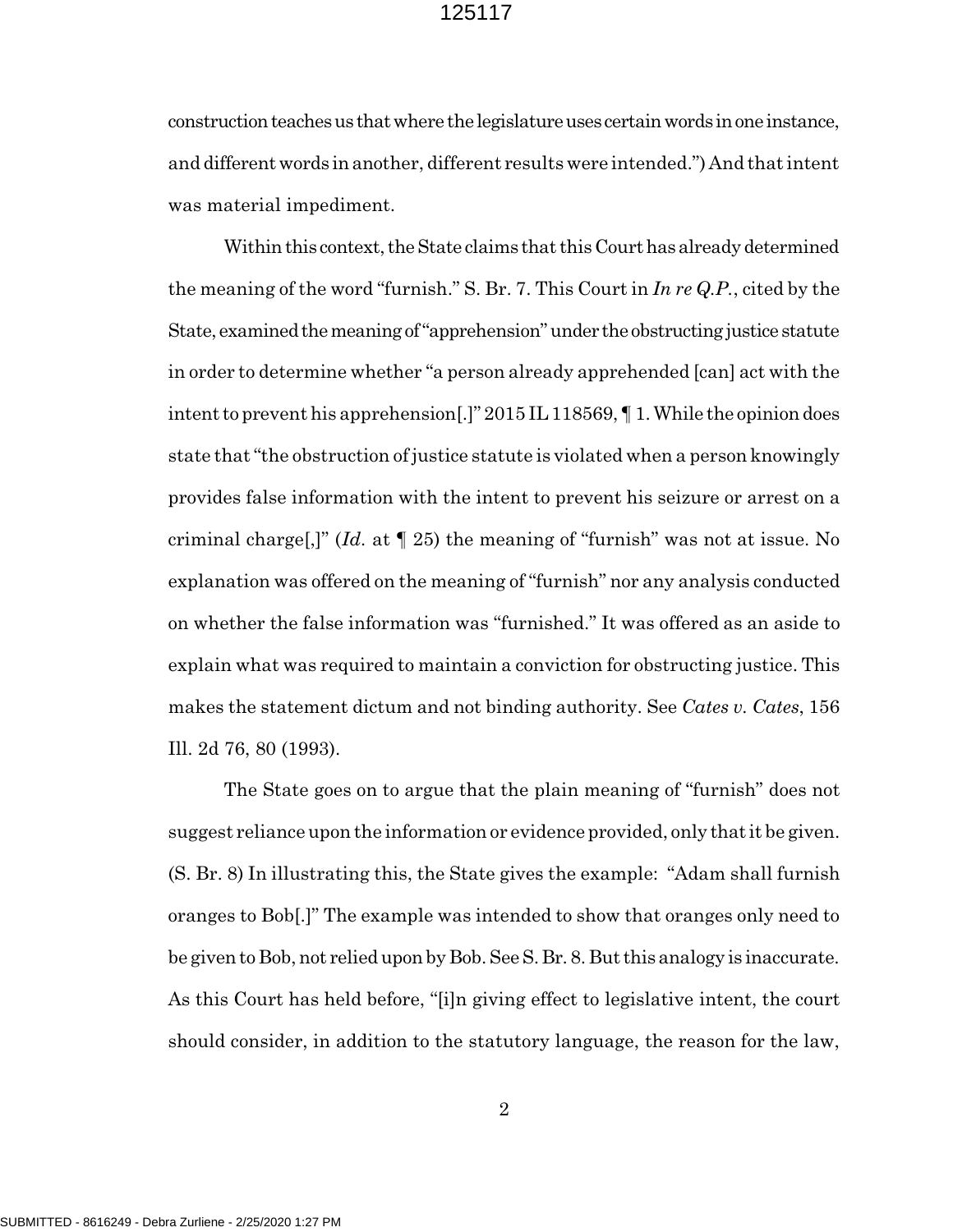construction teaches us that where the legislature uses certain words in one instance, and different words in another, different results were intended.") And that intent was material impediment.

Within this context, the State claims that this Court has already determined the meaning of the word "furnish." S. Br. 7. This Court in *In re Q.P.*, cited by the State, examined the meaning of "apprehension" under the obstructing justice statute in order to determine whether "a person already apprehended [can] act with the intent to prevent his apprehension[.]" 2015 IL 118569, ¶ 1. While the opinion does state that "the obstruction of justice statute is violated when a person knowingly provides false information with the intent to prevent his seizure or arrest on a criminal charge[,]" (*Id.* at ¶ 25) the meaning of "furnish" was not at issue. No explanation was offered on the meaning of "furnish" nor any analysis conducted on whether the false information was "furnished." It was offered as an aside to explain what was required to maintain a conviction for obstructing justice. This makes the statement dictum and not binding authority. See *Cates v. Cates*, 156 Ill. 2d 76, 80 (1993).

The State goes on to argue that the plain meaning of "furnish" does not suggest reliance upon the information or evidence provided, only that it be given. (S. Br. 8) In illustrating this, the State gives the example: "Adam shall furnish oranges to Bob[.]" The example was intended to show that oranges only need to be given to Bob, not relied upon by Bob. See S. Br. 8. But this analogy is inaccurate. As this Court has held before, "[i]n giving effect to legislative intent, the court should consider, in addition to the statutory language, the reason for the law,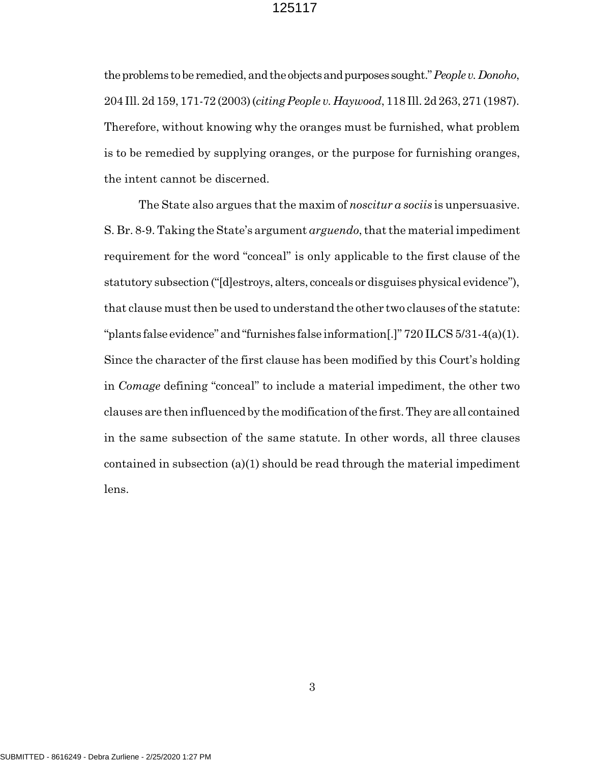the problems to be remedied, and the objects and purposes sought." *People v. Donoho*, 204 Ill. 2d 159, 171-72 (2003) (*citing People v. Haywood*, 118 Ill. 2d 263, 271 (1987). Therefore, without knowing why the oranges must be furnished, what problem is to be remedied by supplying oranges, or the purpose for furnishing oranges, the intent cannot be discerned.

The State also argues that the maxim of *noscitur a sociis* is unpersuasive. S. Br. 8-9. Taking the State's argument *arguendo*, that the material impediment requirement for the word "conceal" is only applicable to the first clause of the statutory subsection ("[d]estroys, alters, conceals or disguises physical evidence"), that clause must then be used to understand the other two clauses of the statute: "plants false evidence" and "furnishes false information[.]" 720 ILCS 5/31-4(a)(1). Since the character of the first clause has been modified by this Court's holding in *Comage* defining "conceal" to include a material impediment, the other two clauses are then influenced by the modification of the first. They are all contained in the same subsection of the same statute. In other words, all three clauses contained in subsection (a)(1) should be read through the material impediment lens.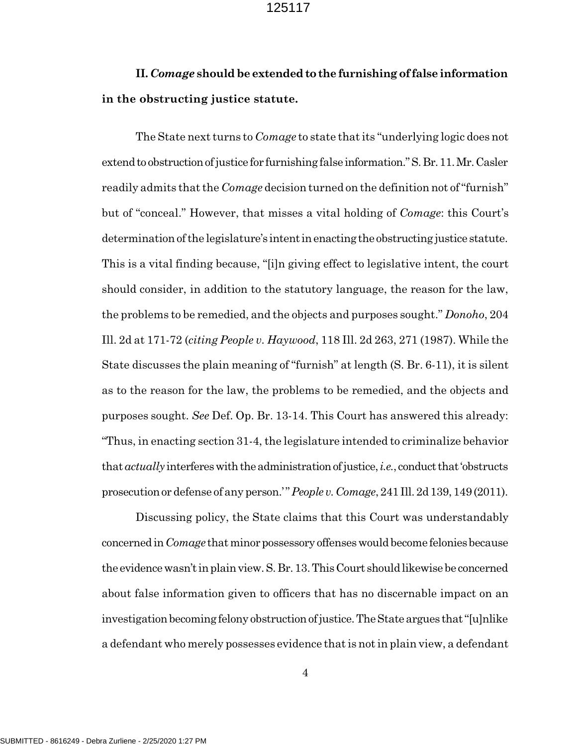**II. *Comage* should be extended to the furnishing of false information in the obstructing justice statute.**

The State next turns to *Comage* to state that its "underlying logic does not extend to obstruction of justice for furnishing false information." S. Br. 11. Mr. Casler readily admits that the *Comage* decision turned on the definition not of "furnish" but of "conceal." However, that misses a vital holding of *Comage*: this Court's determination of the legislature's intent in enacting the obstructing justice statute. This is a vital finding because, "[i]n giving effect to legislative intent, the court should consider, in addition to the statutory language, the reason for the law, the problems to be remedied, and the objects and purposes sought." *Donoho*, 204 Ill. 2d at 171-72 (*citing People v. Haywood*, 118 Ill. 2d 263, 271 (1987). While the State discusses the plain meaning of "furnish" at length (S. Br. 6-11), it is silent as to the reason for the law, the problems to be remedied, and the objects and purposes sought. *See* Def. Op. Br. 13-14. This Court has answered this already: "Thus, in enacting section 31-4, the legislature intended to criminalize behavior that *actually* interferes with the administration of justice, *i.e.*, conduct that 'obstructs prosecution or defense of any person.'" *People v. Comage*, 241 Ill. 2d 139, 149 (2011).

Discussing policy, the State claims that this Court was understandably concerned in *Comage* that minor possessory offenses would become felonies because the evidence wasn't in plain view. S. Br. 13. This Court should likewise be concerned about false information given to officers that has no discernable impact on an investigation becoming felony obstruction of justice. The State argues that "[u]nlike a defendant who merely possesses evidence that is not in plain view, a defendant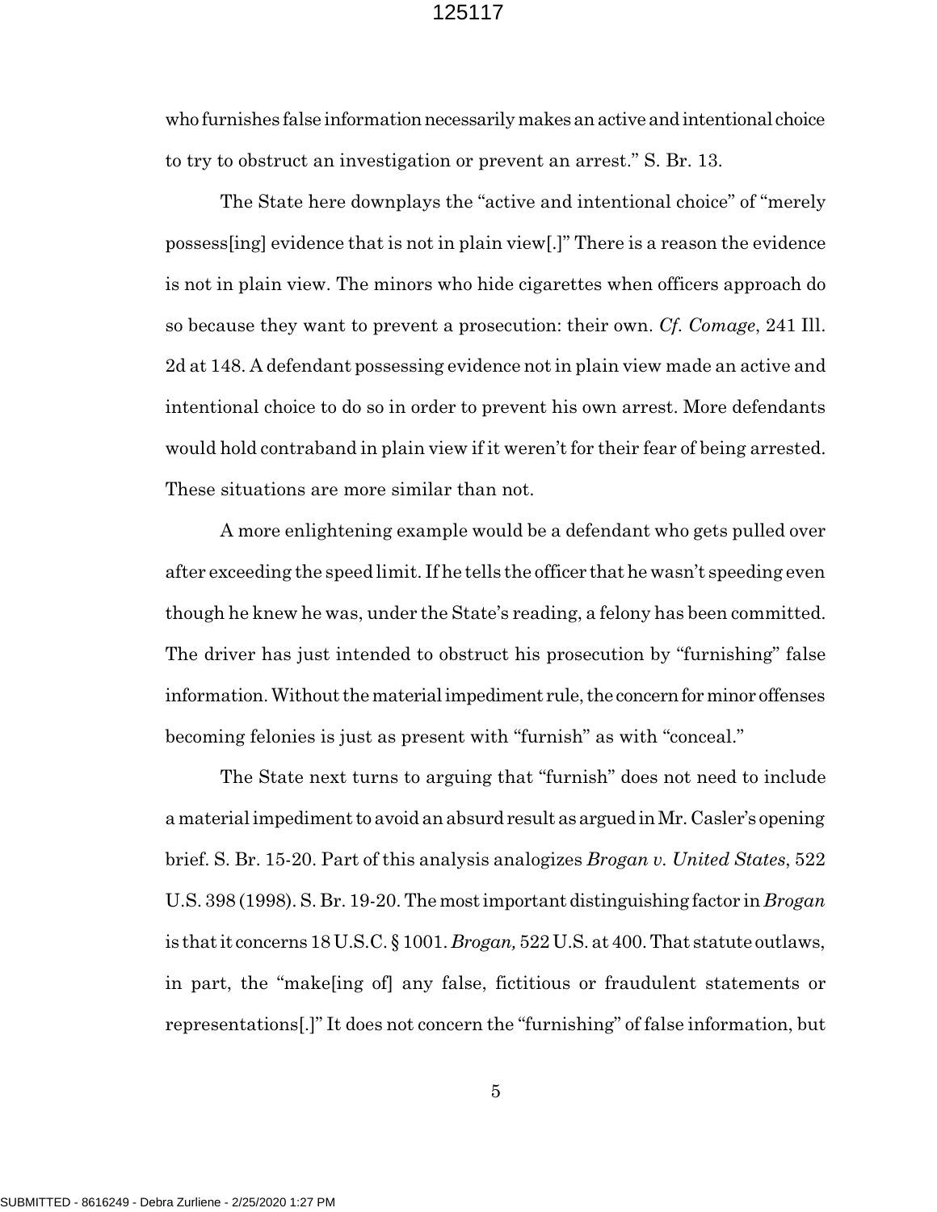who furnishes false information necessarily makes an active and intentional choice to try to obstruct an investigation or prevent an arrest." S. Br. 13.

The State here downplays the "active and intentional choice" of "merely possess[ing] evidence that is not in plain view[.]" There is a reason the evidence is not in plain view. The minors who hide cigarettes when officers approach do so because they want to prevent a prosecution: their own. *Cf. Comage*, 241 Ill. 2d at 148. A defendant possessing evidence not in plain view made an active and intentional choice to do so in order to prevent his own arrest. More defendants would hold contraband in plain view if it weren't for their fear of being arrested. These situations are more similar than not.

A more enlightening example would be a defendant who gets pulled over after exceeding the speed limit. If he tells the officer that he wasn't speeding even though he knew he was, under the State's reading, a felony has been committed. The driver has just intended to obstruct his prosecution by "furnishing" false information. Without the material impediment rule, the concern for minor offenses becoming felonies is just as present with "furnish" as with "conceal."

The State next turns to arguing that "furnish" does not need to include a material impediment to avoid an absurd result as argued in Mr. Casler's opening brief. S. Br. 15-20. Part of this analysis analogizes *Brogan v. United States*, 522 U.S. 398 (1998). S. Br. 19-20. The most important distinguishing factor in *Brogan* is that it concerns 18 U.S.C. § 1001. *Brogan,* 522 U.S. at 400. That statute outlaws, in part, the "make[ing of] any false, fictitious or fraudulent statements or representations[.]" It does not concern the "furnishing" of false information, but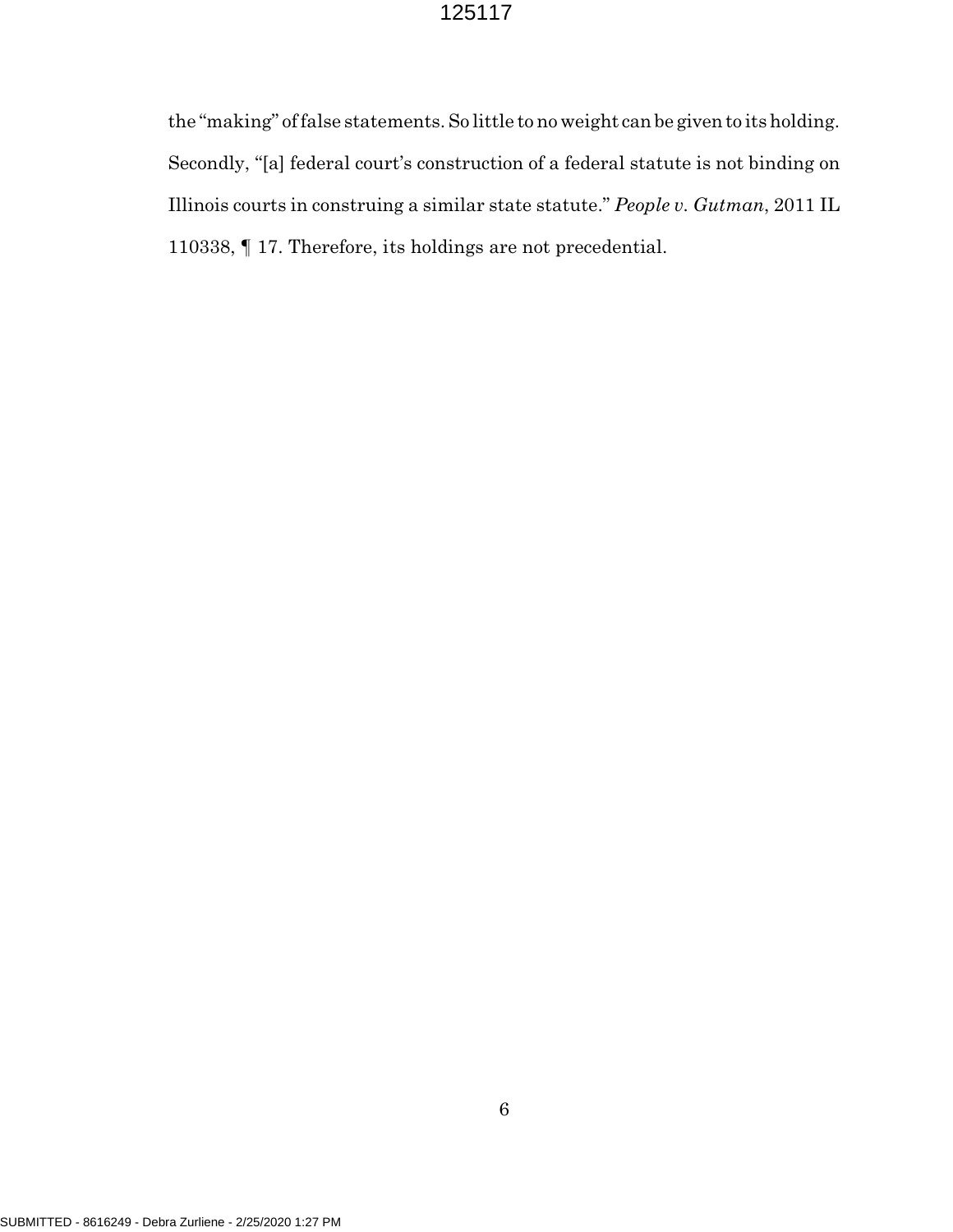the "making" of false statements. So little to no weight can be given to its holding. Secondly, "[a] federal court's construction of a federal statute is not binding on Illinois courts in construing a similar state statute." *People v. Gutman*, 2011 IL 110338, ¶ 17. Therefore, its holdings are not precedential.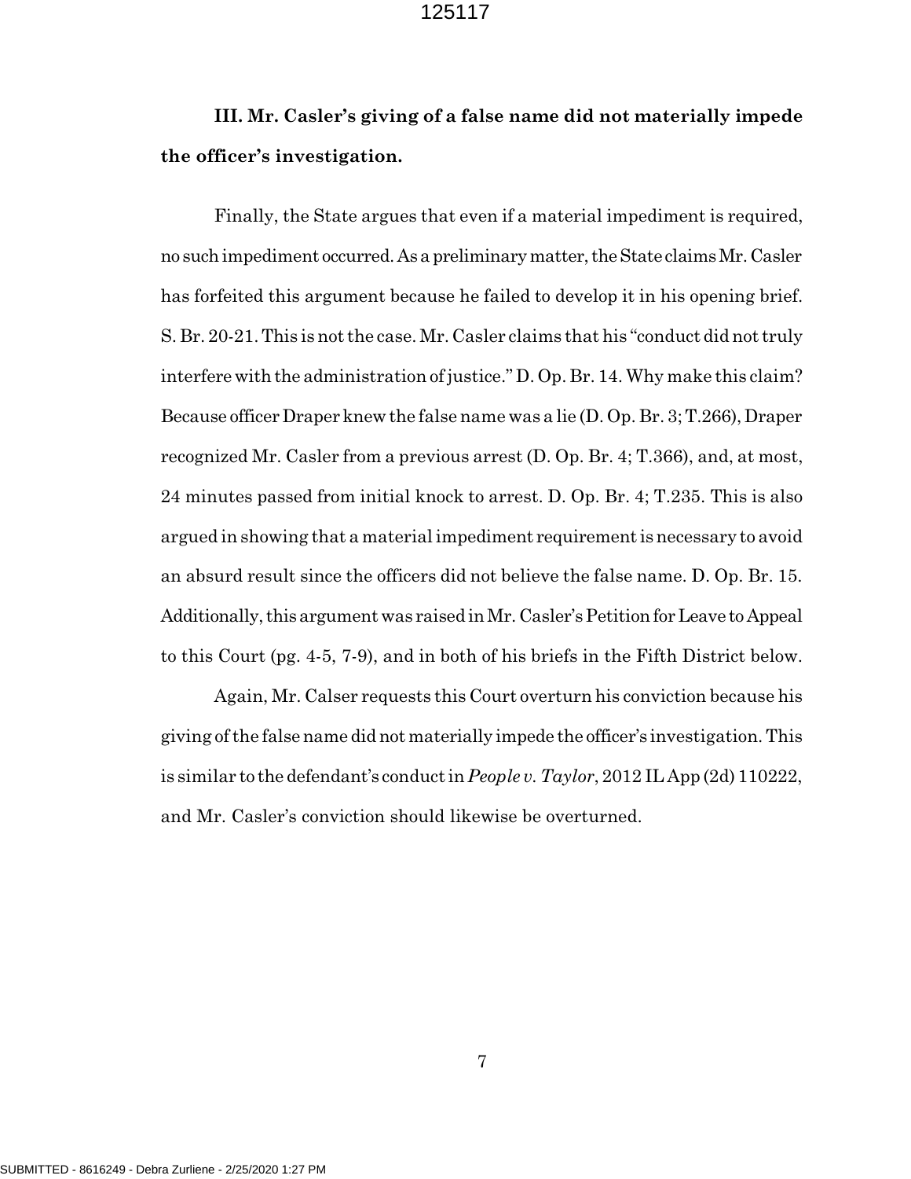**III. Mr. Casler's giving of a false name did not materially impede the officer's investigation.**

Finally, the State argues that even if a material impediment is required, no such impediment occurred. As a preliminary matter, the State claims Mr. Casler has forfeited this argument because he failed to develop it in his opening brief. S. Br. 20-21. This is not the case. Mr. Casler claims that his "conduct did not truly interfere with the administration of justice." D. Op. Br. 14. Why make this claim? Because officer Draper knew the false name was a lie (D. Op. Br. 3; T.266), Draper recognized Mr. Casler from a previous arrest (D. Op. Br. 4; T.366), and, at most, 24 minutes passed from initial knock to arrest. D. Op. Br. 4; T.235. This is also argued in showing that a material impediment requirement is necessary to avoid an absurd result since the officers did not believe the false name. D. Op. Br. 15. Additionally, this argument was raised in Mr. Casler's Petition for Leave to Appeal to this Court (pg. 4-5, 7-9), and in both of his briefs in the Fifth District below.

Again, Mr. Calser requests this Court overturn his conviction because his giving of the false name did not materially impede the officer's investigation. This is similar to the defendant's conduct in *People v. Taylor*, 2012 IL App (2d) 110222, and Mr. Casler's conviction should likewise be overturned.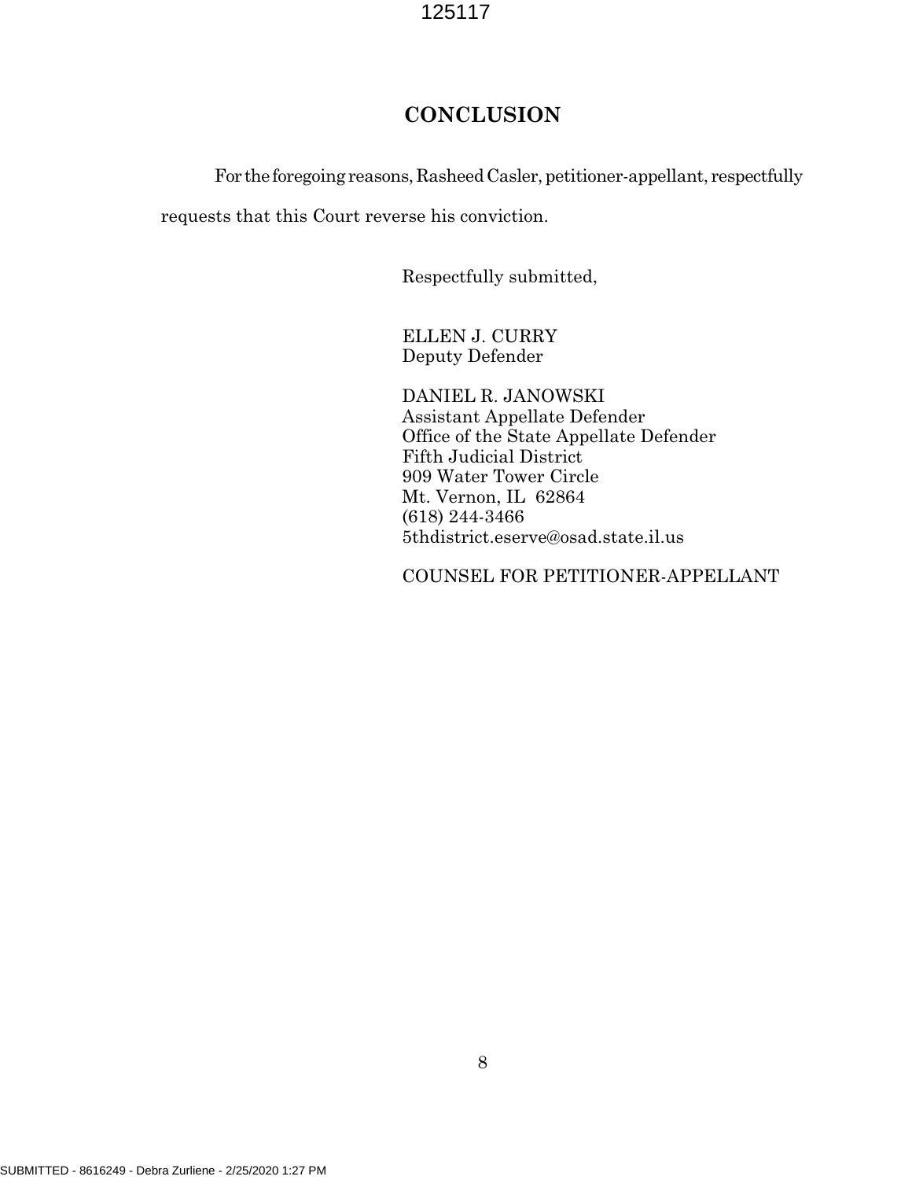## CONCLUSION

For the foregoing reasons, Rasheed Casler, petitioner-appellant, respectfully requests that this Court reverse his conviction.

Respectfully submitted,

ELLEN J. CURRY
Deputy Defender

DANIEL R. JANOWSKI
Assistant Appellate Defender
Office of the State Appellate Defender
Fifth Judicial District
909 Water Tower Circle
Mt. Vernon, IL 62864
(618) 244-3466
5thdistrict.eserve@osad.state.il.us

COUNSEL FOR PETITIONER-APPELLANT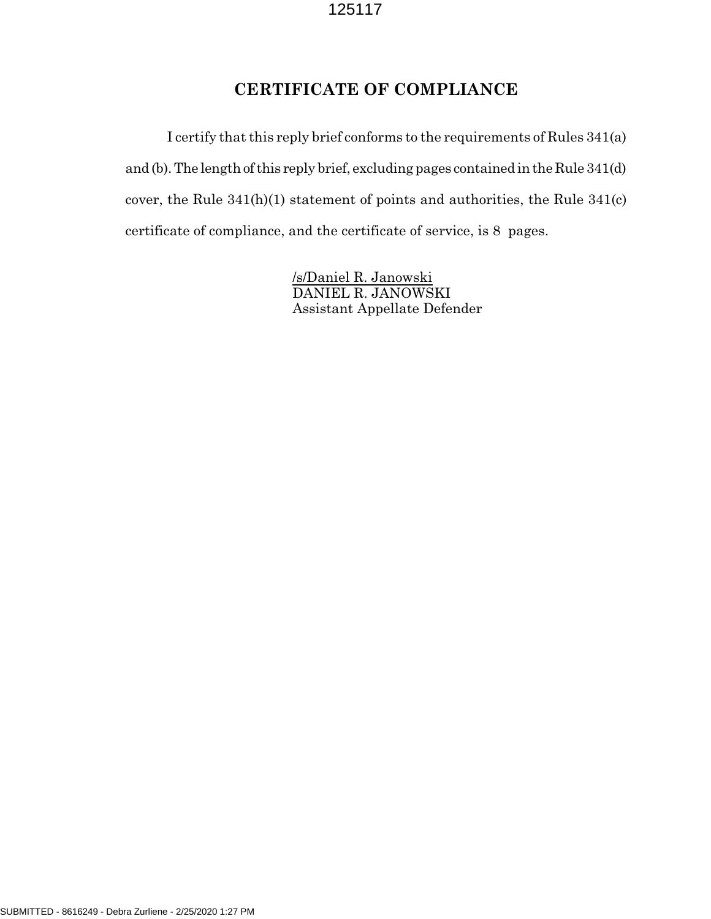## CERTIFICATE OF COMPLIANCE

I certify that this reply brief conforms to the requirements of Rules 341(a) and (b). The length of this reply brief, excluding pages contained in the Rule 341(d) cover, the Rule 341(h)(1) statement of points and authorities, the Rule 341(c) certificate of compliance, and the certificate of service, is 8 pages.

/s/Daniel R. Janowski
DANIEL R. JANOWSKI
Assistant Appellate Defender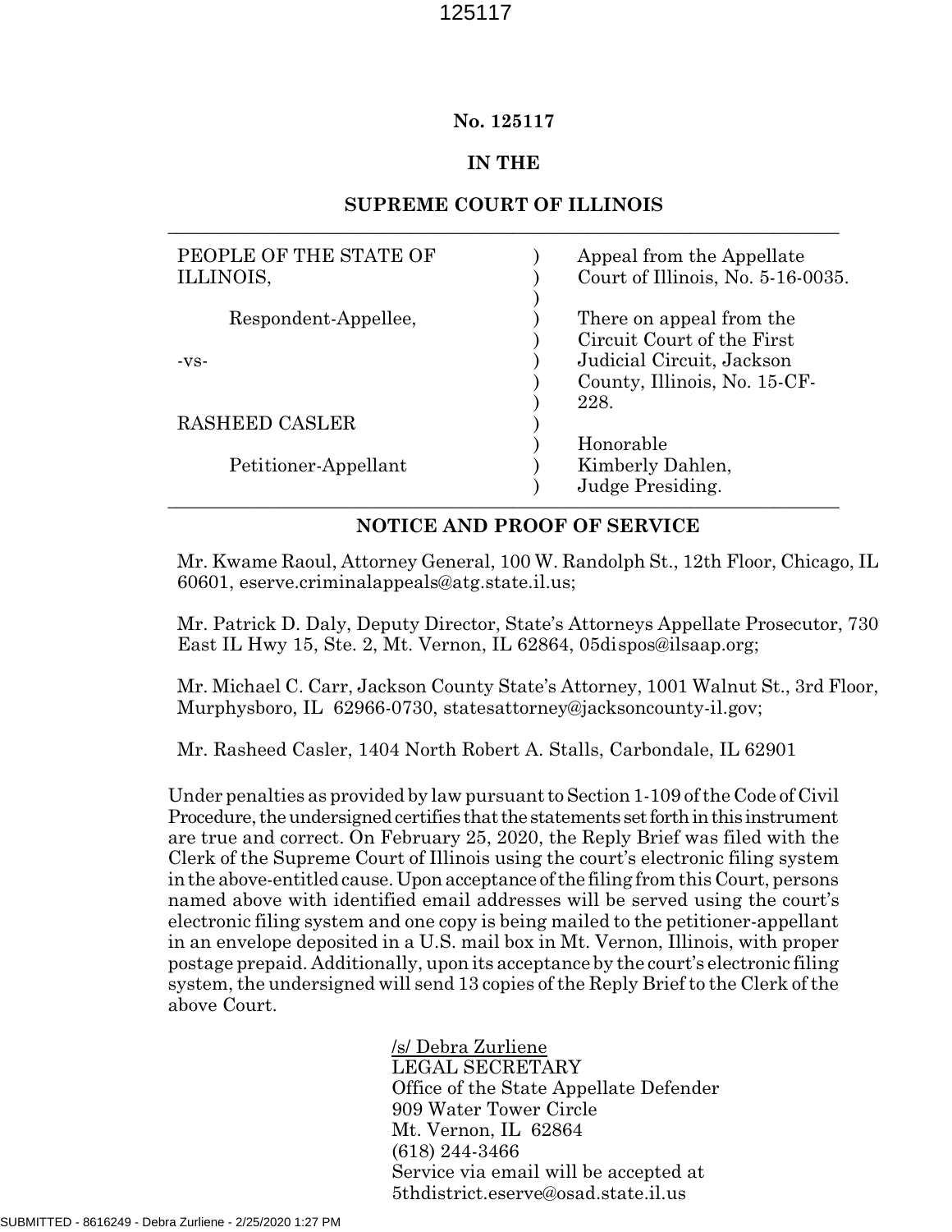**No. 125117**

**IN THE**

**SUPREME COURT OF ILLINOIS**

| | | |
|---|---|---|
| PEOPLE OF THE STATE OF ILLINOIS, | ) | Appeal from the Appellate Court of Illinois, No. 5-16-0035. |
| Respondent-Appellee, | ) | There on appeal from the Circuit Court of the First Judicial Circuit, Jackson County, Illinois, No. 15-CF-228. |
| -vs- | ) | |
| RASHEED CASLER | ) | Honorable Kimberly Dahlen, |
| Petitioner-Appellant | ) | Judge Presiding. |

**NOTICE AND PROOF OF SERVICE**

Mr. Kwame Raoul, Attorney General, 100 W. Randolph St., 12th Floor, Chicago, IL 60601, eserve.criminalappeals@atg.state.il.us;

Mr. Patrick D. Daly, Deputy Director, State's Attorneys Appellate Prosecutor, 730 East IL Hwy 15, Ste. 2, Mt. Vernon, IL 62864, 05dispos@ilsaap.org;

Mr. Michael C. Carr, Jackson County State's Attorney, 1001 Walnut St., 3rd Floor, Murphysboro, IL 62966-0730, statesattorney@jacksoncounty-il.gov;

Mr. Rasheed Casler, 1404 North Robert A. Stalls, Carbondale, IL 62901

Under penalties as provided by law pursuant to Section 1-109 of the Code of Civil Procedure, the undersigned certifies that the statements set forth in this instrument are true and correct. On February 25, 2020, the Reply Brief was filed with the Clerk of the Supreme Court of Illinois using the court's electronic filing system in the above-entitled cause. Upon acceptance of the filing from this Court, persons named above with identified email addresses will be served using the court's electronic filing system and one copy is being mailed to the petitioner-appellant in an envelope deposited in a U.S. mail box in Mt. Vernon, Illinois, with proper postage prepaid. Additionally, upon its acceptance by the court's electronic filing system, the undersigned will send 13 copies of the Reply Brief to the Clerk of the above Court.

/s/ Debra Zurliene
LEGAL SECRETARY
Office of the State Appellate Defender
909 Water Tower Circle
Mt. Vernon, IL 62864
(618) 244-3466
Service via email will be accepted at
5thdistrict.eserve@osad.state.il.us